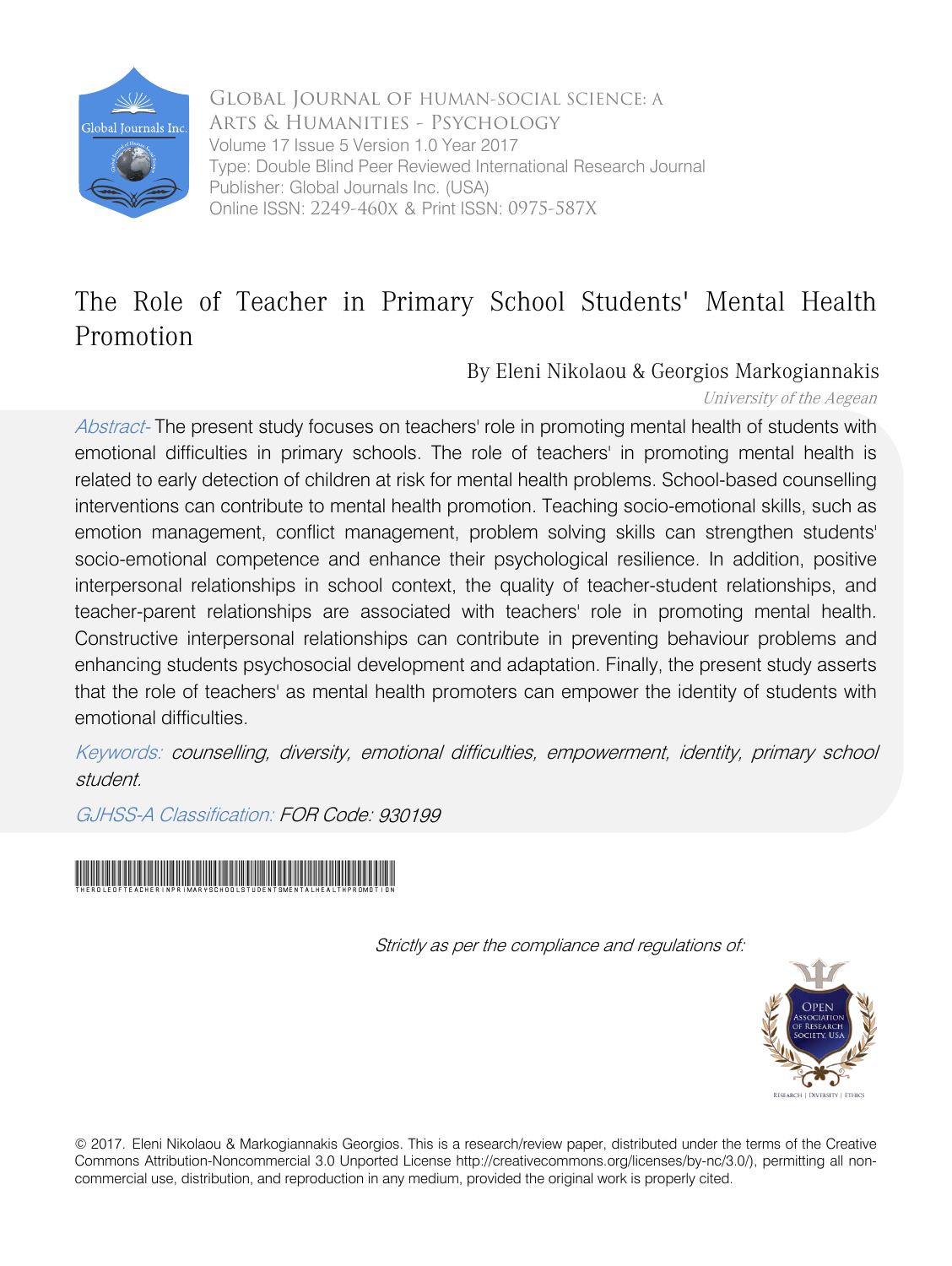Global Journal of Human-Social Science: A
Arts & Humanities - Psychology
Volume 17 Issue 5 Version 1.0 Year 2017
Type: Double Blind Peer Reviewed International Research Journal
Publisher: Global Journals Inc. (USA)
Online ISSN: 2249-460X & Print ISSN: 0975-587X

# The Role of Teacher in Primary School Students' Mental Health Promotion

By Eleni Nikolaou & Georgios Markogiannakis

*University of the Aegean*

*Abstract-* The present study focuses on teachers' role in promoting mental health of students with emotional difficulties in primary schools. The role of teachers' in promoting mental health is related to early detection of children at risk for mental health problems. School-based counselling interventions can contribute to mental health promotion. Teaching socio-emotional skills, such as emotion management, conflict management, problem solving skills can strengthen students' socio-emotional competence and enhance their psychological resilience. In addition, positive interpersonal relationships in school context, the quality of teacher-student relationships, and teacher-parent relationships are associated with teachers' role in promoting mental health. Constructive interpersonal relationships can contribute in preventing behaviour problems and enhancing students psychosocial development and adaptation. Finally, the present study asserts that the role of teachers' as mental health promoters can empower the identity of students with emotional difficulties.

*Keywords: counselling, diversity, emotional difficulties, empowerment, identity, primary school student.*

*GJHSS-A Classification: FOR Code: 930199*

*Strictly as per the compliance and regulations of:*

© 2017. Eleni Nikolaou & Markogiannakis Georgios. This is a research/review paper, distributed under the terms of the Creative Commons Attribution-Noncommercial 3.0 Unported License http://creativecommons.org/licenses/by-nc/3.0/), permitting all non-commercial use, distribution, and reproduction in any medium, provided the original work is properly cited.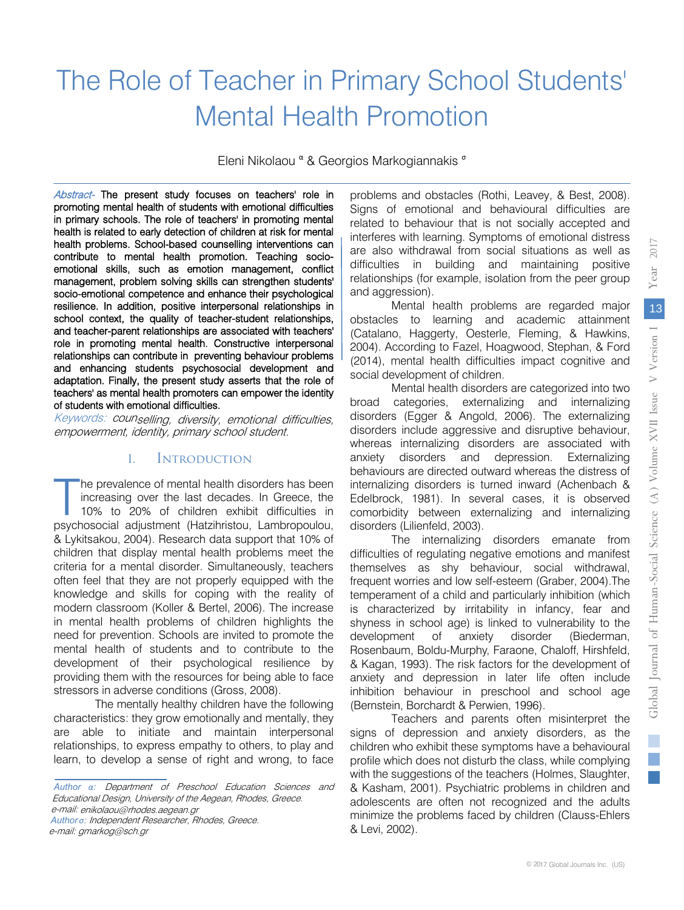# The Role of Teacher in Primary School Students' Mental Health Promotion

Eleni Nikolaou [α] & Georgios Markogiannakis [σ]

*Abstract-* **The present study focuses on teachers' role in promoting mental health of students with emotional difficulties in primary schools. The role of teachers' in promoting mental health is related to early detection of children at risk for mental health problems. School-based counselling interventions can contribute to mental health promotion. Teaching socio-emotional skills, such as emotion management, conflict management, problem solving skills can strengthen students' socio-emotional competence and enhance their psychological resilience. In addition, positive interpersonal relationships in school context, the quality of teacher-student relationships, and teacher-parent relationships are associated with teachers' role in promoting mental health. Constructive interpersonal relationships can contribute in preventing behaviour problems and enhancing students psychosocial development and adaptation. Finally, the present study asserts that the role of teachers' as mental health promoters can empower the identity of students with emotional difficulties.**

*Keywords: counselling, diversity, emotional difficulties, empowerment, identity, primary school student.*

## I. Introduction

The prevalence of mental health disorders has been increasing over the last decades. In Greece, the 10% to 20% of children exhibit difficulties in psychosocial adjustment (Hatzihristou, Lambropoulou, & Lykitsakou, 2004). Research data support that 10% of children that display mental health problems meet the criteria for a mental disorder. Simultaneously, teachers often feel that they are not properly equipped with the knowledge and skills for coping with the reality of modern classroom (Koller & Bertel, 2006). The increase in mental health problems of children highlights the need for prevention. Schools are invited to promote the mental health of students and to contribute to the development of their psychological resilience by providing them with the resources for being able to face stressors in adverse conditions (Gross, 2008).

The mentally healthy children have the following characteristics: they grow emotionally and mentally, they are able to initiate and maintain interpersonal relationships, to express empathy to others, to play and learn, to develop a sense of right and wrong, to face problems and obstacles (Rothi, Leavey, & Best, 2008). Signs of emotional and behavioural difficulties are related to behaviour that is not socially accepted and interferes with learning. Symptoms of emotional distress are also withdrawal from social situations as well as difficulties in building and maintaining positive relationships (for example, isolation from the peer group and aggression).

Mental health problems are regarded major obstacles to learning and academic attainment (Catalano, Haggerty, Oesterle, Fleming, & Hawkins, 2004). According to Fazel, Hoagwood, Stephan, & Ford (2014), mental health difficulties impact cognitive and social development of children.

Mental health disorders are categorized into two broad categories, externalizing and internalizing disorders (Egger & Angold, 2006). The externalizing disorders include aggressive and disruptive behaviour, whereas internalizing disorders are associated with anxiety disorders and depression. Externalizing behaviours are directed outward whereas the distress of internalizing disorders is turned inward (Achenbach & Edelbrock, 1981). In several cases, it is observed comorbidity between externalizing and internalizing disorders (Lilienfeld, 2003).

The internalizing disorders emanate from difficulties of regulating negative emotions and manifest themselves as shy behaviour, social withdrawal, frequent worries and low self-esteem (Graber, 2004).The temperament of a child and particularly inhibition (which is characterized by irritability in infancy, fear and shyness in school age) is linked to vulnerability to the development of anxiety disorder (Biederman, Rosenbaum, Boldu-Murphy, Faraone, Chaloff, Hirshfeld, & Kagan, 1993). The risk factors for the development of anxiety and depression in later life often include inhibition behaviour in preschool and school age (Bernstein, Borchardt & Perwien, 1996).

Teachers and parents often misinterpret the signs of depression and anxiety disorders, as the children who exhibit these symptoms have a behavioural profile which does not disturb the class, while complying with the suggestions of the teachers (Holmes, Slaughter, & Kasham, 2001). Psychiatric problems in children and adolescents are often not recognized and the adults minimize the problems faced by children (Clauss-Ehlers & Levi, 2002).

*Author α: Department of Preschool Education Sciences and Educational Design, University of the Aegean, Rhodes, Greece. e-mail: enikolaou@rhodes.aegean.gr*

*Author σ: Independent Researcher, Rhodes, Greece. e-mail: gmarkog@sch.gr*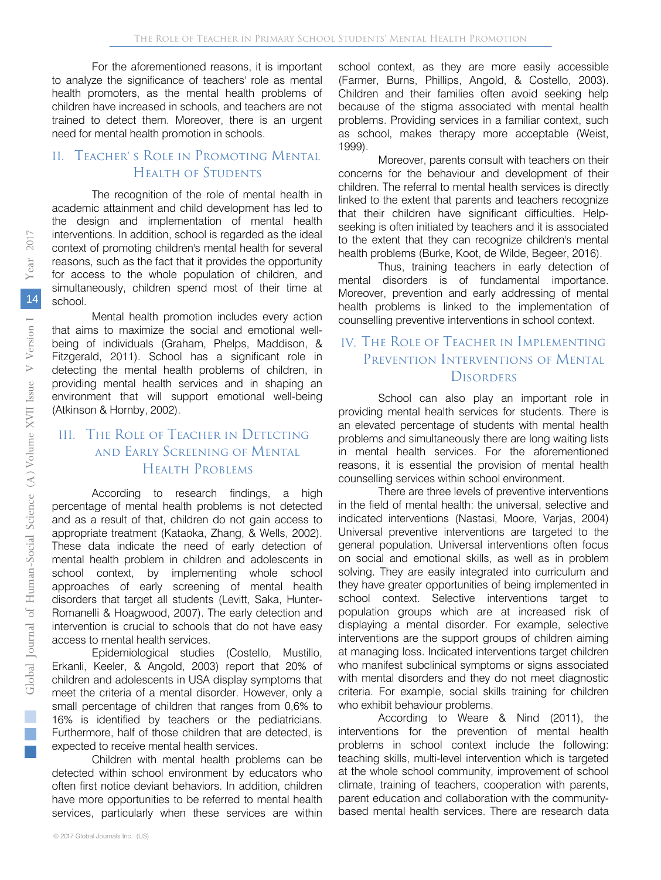For the aforementioned reasons, it is important to analyze the significance of teachers' role as mental health promoters, as the mental health problems of children have increased in schools, and teachers are not trained to detect them. Moreover, there is an urgent need for mental health promotion in schools.

## II. Teacher's Role in Promoting Mental Health of Students

The recognition of the role of mental health in academic attainment and child development has led to the design and implementation of mental health interventions. In addition, school is regarded as the ideal context of promoting children's mental health for several reasons, such as the fact that it provides the opportunity for access to the whole population of children, and simultaneously, children spend most of their time at school.

Mental health promotion includes every action that aims to maximize the social and emotional well-being of individuals (Graham, Phelps, Maddison, & Fitzgerald, 2011). School has a significant role in detecting the mental health problems of children, in providing mental health services and in shaping an environment that will support emotional well-being (Atkinson & Hornby, 2002).

## III. The Role of Teacher in Detecting and Early Screening of Mental Health Problems

According to research findings, a high percentage of mental health problems is not detected and as a result of that, children do not gain access to appropriate treatment (Kataoka, Zhang, & Wells, 2002). These data indicate the need of early detection of mental health problem in children and adolescents in school context, by implementing whole school approaches of early screening of mental health disorders that target all students (Levitt, Saka, Hunter-Romanelli & Hoagwood, 2007). The early detection and intervention is crucial to schools that do not have easy access to mental health services.

Epidemiological studies (Costello, Mustillo, Erkanli, Keeler, & Angold, 2003) report that 20% of children and adolescents in USA display symptoms that meet the criteria of a mental disorder. However, only a small percentage of children that ranges from 0,6% to 16% is identified by teachers or the pediatricians. Furthermore, half of those children that are detected, is expected to receive mental health services.

Children with mental health problems can be detected within school environment by educators who often first notice deviant behaviors. In addition, children have more opportunities to be referred to mental health services, particularly when these services are within school context, as they are more easily accessible (Farmer, Burns, Phillips, Angold, & Costello, 2003). Children and their families often avoid seeking help because of the stigma associated with mental health problems. Providing services in a familiar context, such as school, makes therapy more acceptable (Weist, 1999).

Moreover, parents consult with teachers on their concerns for the behaviour and development of their children. The referral to mental health services is directly linked to the extent that parents and teachers recognize that their children have significant difficulties. Help-seeking is often initiated by teachers and it is associated to the extent that they can recognize children's mental health problems (Burke, Koot, de Wilde, Begeer, 2016).

Thus, training teachers in early detection of mental disorders is of fundamental importance. Moreover, prevention and early addressing of mental health problems is linked to the implementation of counselling preventive interventions in school context.

## IV. The Role of Teacher in Implementing Prevention Interventions of Mental Disorders

School can also play an important role in providing mental health services for students. There is an elevated percentage of students with mental health problems and simultaneously there are long waiting lists in mental health services. For the aforementioned reasons, it is essential the provision of mental health counselling services within school environment.

There are three levels of preventive interventions in the field of mental health: the universal, selective and indicated interventions (Nastasi, Moore, Varjas, 2004) Universal preventive interventions are targeted to the general population. Universal interventions often focus on social and emotional skills, as well as in problem solving. They are easily integrated into curriculum and they have greater opportunities of being implemented in school context. Selective interventions target to population groups which are at increased risk of displaying a mental disorder. For example, selective interventions are the support groups of children aiming at managing loss. Indicated interventions target children who manifest subclinical symptoms or signs associated with mental disorders and they do not meet diagnostic criteria. For example, social skills training for children who exhibit behaviour problems.

According to Weare & Nind (2011), the interventions for the prevention of mental health problems in school context include the following: teaching skills, multi-level intervention which is targeted at the whole school community, improvement of school climate, training of teachers, cooperation with parents, parent education and collaboration with the community-based mental health services. There are research data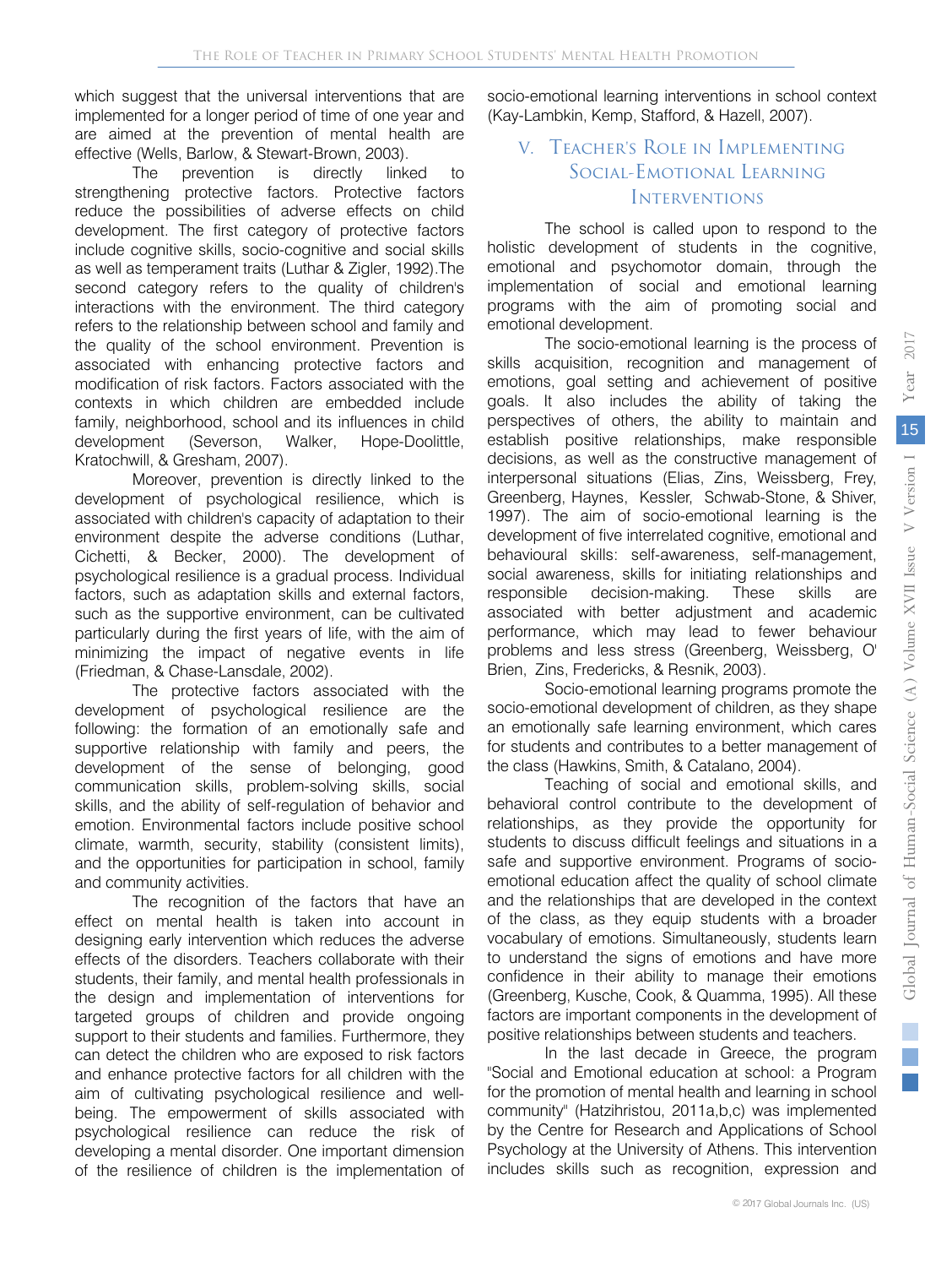which suggest that the universal interventions that are implemented for a longer period of time of one year and are aimed at the prevention of mental health are effective (Wells, Barlow, & Stewart-Brown, 2003).

The prevention is directly linked to strengthening protective factors. Protective factors reduce the possibilities of adverse effects on child development. The first category of protective factors include cognitive skills, socio-cognitive and social skills as well as temperament traits (Luthar & Zigler, 1992).The second category refers to the quality of children's interactions with the environment. The third category refers to the relationship between school and family and the quality of the school environment. Prevention is associated with enhancing protective factors and modification of risk factors. Factors associated with the contexts in which children are embedded include family, neighborhood, school and its influences in child development (Severson, Walker, Hope-Doolittle, Kratochwill, & Gresham, 2007).

Moreover, prevention is directly linked to the development of psychological resilience, which is associated with children's capacity of adaptation to their environment despite the adverse conditions (Luthar, Cichetti, & Becker, 2000). The development of psychological resilience is a gradual process. Individual factors, such as adaptation skills and external factors, such as the supportive environment, can be cultivated particularly during the first years of life, with the aim of minimizing the impact of negative events in life (Friedman, & Chase-Lansdale, 2002).

The protective factors associated with the development of psychological resilience are the following: the formation of an emotionally safe and supportive relationship with family and peers, the development of the sense of belonging, good communication skills, problem-solving skills, social skills, and the ability of self-regulation of behavior and emotion. Environmental factors include positive school climate, warmth, security, stability (consistent limits), and the opportunities for participation in school, family and community activities.

The recognition of the factors that have an effect on mental health is taken into account in designing early intervention which reduces the adverse effects of the disorders. Teachers collaborate with their students, their family, and mental health professionals in the design and implementation of interventions for targeted groups of children and provide ongoing support to their students and families. Furthermore, they can detect the children who are exposed to risk factors and enhance protective factors for all children with the aim of cultivating psychological resilience and well-being. The empowerment of skills associated with psychological resilience can reduce the risk of developing a mental disorder. One important dimension of the resilience of children is the implementation of socio-emotional learning interventions in school context (Kay-Lambkin, Kemp, Stafford, & Hazell, 2007).

## V. Teacher's Role in Implementing Social-Emotional Learning Interventions

The school is called upon to respond to the holistic development of students in the cognitive, emotional and psychomotor domain, through the implementation of social and emotional learning programs with the aim of promoting social and emotional development.

The socio-emotional learning is the process of skills acquisition, recognition and management of emotions, goal setting and achievement of positive goals. It also includes the ability of taking the perspectives of others, the ability to maintain and establish positive relationships, make responsible decisions, as well as the constructive management of interpersonal situations (Elias, Zins, Weissberg, Frey, Greenberg, Haynes, Kessler, Schwab-Stone, & Shiver, 1997). The aim of socio-emotional learning is the development of five interrelated cognitive, emotional and behavioural skills: self-awareness, self-management, social awareness, skills for initiating relationships and responsible decision-making. These skills are associated with better adjustment and academic performance, which may lead to fewer behaviour problems and less stress (Greenberg, Weissberg, O' Brien, Zins, Fredericks, & Resnik, 2003).

Socio-emotional learning programs promote the socio-emotional development of children, as they shape an emotionally safe learning environment, which cares for students and contributes to a better management of the class (Hawkins, Smith, & Catalano, 2004).

Teaching of social and emotional skills, and behavioral control contribute to the development of relationships, as they provide the opportunity for students to discuss difficult feelings and situations in a safe and supportive environment. Programs of socio-emotional education affect the quality of school climate and the relationships that are developed in the context of the class, as they equip students with a broader vocabulary of emotions. Simultaneously, students learn to understand the signs of emotions and have more confidence in their ability to manage their emotions (Greenberg, Kusche, Cook, & Quamma, 1995). All these factors are important components in the development of positive relationships between students and teachers.

In the last decade in Greece, the program "Social and Emotional education at school: a Program for the promotion of mental health and learning in school community" (Hatzihristou, 2011a,b,c) was implemented by the Centre for Research and Applications of School Psychology at the University of Athens. This intervention includes skills such as recognition, expression and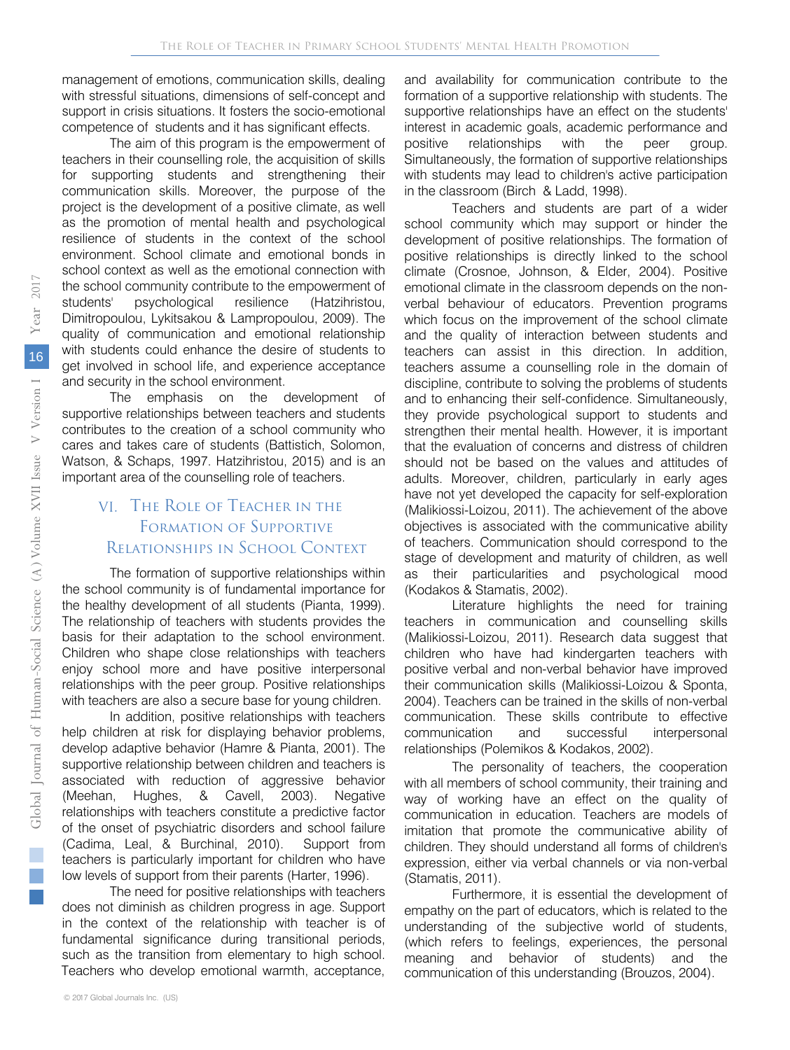management of emotions, communication skills, dealing with stressful situations, dimensions of self-concept and support in crisis situations. It fosters the socio-emotional competence of students and it has significant effects.

The aim of this program is the empowerment of teachers in their counselling role, the acquisition of skills for supporting students and strengthening their communication skills. Moreover, the purpose of the project is the development of a positive climate, as well as the promotion of mental health and psychological resilience of students in the context of the school environment. School climate and emotional bonds in school context as well as the emotional connection with the school community contribute to the empowerment of students' psychological resilience (Hatzihristou, Dimitropoulou, Lykitsakou & Lampropoulou, 2009). The quality of communication and emotional relationship with students could enhance the desire of students to get involved in school life, and experience acceptance and security in the school environment.

The emphasis on the development of supportive relationships between teachers and students contributes to the creation of a school community who cares and takes care of students (Battistich, Solomon, Watson, & Schaps, 1997. Hatzihristou, 2015) and is an important area of the counselling role of teachers.

## VI. The Role of Teacher in the Formation of Supportive Relationships in School Context

The formation of supportive relationships within the school community is of fundamental importance for the healthy development of all students (Pianta, 1999). The relationship of teachers with students provides the basis for their adaptation to the school environment. Children who shape close relationships with teachers enjoy school more and have positive interpersonal relationships with the peer group. Positive relationships with teachers are also a secure base for young children.

In addition, positive relationships with teachers help children at risk for displaying behavior problems, develop adaptive behavior (Hamre & Pianta, 2001). The supportive relationship between children and teachers is associated with reduction of aggressive behavior (Meehan, Hughes, & Cavell, 2003). Negative relationships with teachers constitute a predictive factor of the onset of psychiatric disorders and school failure (Cadima, Leal, & Burchinal, 2010). Support from teachers is particularly important for children who have low levels of support from their parents (Harter, 1996).

The need for positive relationships with teachers does not diminish as children progress in age. Support in the context of the relationship with teacher is of fundamental significance during transitional periods, such as the transition from elementary to high school. Teachers who develop emotional warmth, acceptance, and availability for communication contribute to the formation of a supportive relationship with students. The supportive relationships have an effect on the students' interest in academic goals, academic performance and positive relationships with the peer group. Simultaneously, the formation of supportive relationships with students may lead to children's active participation in the classroom (Birch & Ladd, 1998).

Teachers and students are part of a wider school community which may support or hinder the development of positive relationships. The formation of positive relationships is directly linked to the school climate (Crosnoe, Johnson, & Elder, 2004). Positive emotional climate in the classroom depends on the non-verbal behaviour of educators. Prevention programs which focus on the improvement of the school climate and the quality of interaction between students and teachers can assist in this direction. In addition, teachers assume a counselling role in the domain of discipline, contribute to solving the problems of students and to enhancing their self-confidence. Simultaneously, they provide psychological support to students and strengthen their mental health. However, it is important that the evaluation of concerns and distress of children should not be based on the values and attitudes of adults. Moreover, children, particularly in early ages have not yet developed the capacity for self-exploration (Malikiossi-Loizou, 2011). The achievement of the above objectives is associated with the communicative ability of teachers. Communication should correspond to the stage of development and maturity of children, as well as their particularities and psychological mood (Kodakos & Stamatis, 2002).

Literature highlights the need for training teachers in communication and counselling skills (Malikiossi-Loizou, 2011). Research data suggest that children who have had kindergarten teachers with positive verbal and non-verbal behavior have improved their communication skills (Malikiossi-Loizou & Sponta, 2004). Teachers can be trained in the skills of non-verbal communication. These skills contribute to effective communication and successful interpersonal relationships (Polemikos & Kodakos, 2002).

The personality of teachers, the cooperation with all members of school community, their training and way of working have an effect on the quality of communication in education. Teachers are models of imitation that promote the communicative ability of children. They should understand all forms of children's expression, either via verbal channels or via non-verbal (Stamatis, 2011).

Furthermore, it is essential the development of empathy on the part of educators, which is related to the understanding of the subjective world of students, (which refers to feelings, experiences, the personal meaning and behavior of students) and the communication of this understanding (Brouzos, 2004).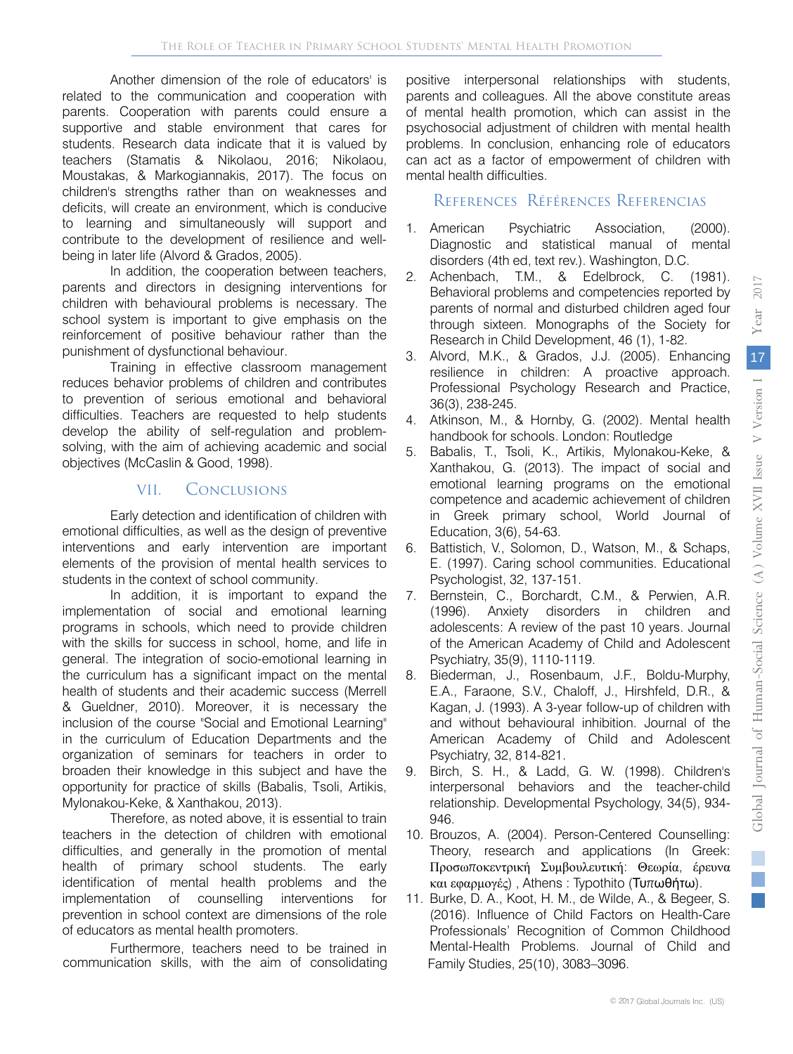Another dimension of the role of educators' is related to the communication and cooperation with parents. Cooperation with parents could ensure a supportive and stable environment that cares for students. Research data indicate that it is valued by teachers (Stamatis & Nikolaou, 2016; Nikolaou, Moustakas, & Markogiannakis, 2017). The focus on children's strengths rather than on weaknesses and deficits, will create an environment, which is conducive to learning and simultaneously will support and contribute to the development of resilience and well-being in later life (Alvord & Grados, 2005).

In addition, the cooperation between teachers, parents and directors in designing interventions for children with behavioural problems is necessary. The school system is important to give emphasis on the reinforcement of positive behaviour rather than the punishment of dysfunctional behaviour.

Training in effective classroom management reduces behavior problems of children and contributes to prevention of serious emotional and behavioral difficulties. Teachers are requested to help students develop the ability of self-regulation and problem-solving, with the aim of achieving academic and social objectives (McCaslin & Good, 1998).

## VII. Conclusions

Early detection and identification of children with emotional difficulties, as well as the design of preventive interventions and early intervention are important elements of the provision of mental health services to students in the context of school community.

In addition, it is important to expand the implementation of social and emotional learning programs in schools, which need to provide children with the skills for success in school, home, and life in general. The integration of socio-emotional learning in the curriculum has a significant impact on the mental health of students and their academic success (Merrell & Gueldner, 2010). Moreover, it is necessary the inclusion of the course "Social and Emotional Learning" in the curriculum of Education Departments and the organization of seminars for teachers in order to broaden their knowledge in this subject and have the opportunity for practice of skills (Babalis, Tsoli, Artikis, Mylonakou-Keke, & Xanthakou, 2013).

Therefore, as noted above, it is essential to train teachers in the detection of children with emotional difficulties, and generally in the promotion of mental health of primary school students. The early identification of mental health problems and the implementation of counselling interventions for prevention in school context are dimensions of the role of educators as mental health promoters.

Furthermore, teachers need to be trained in communication skills, with the aim of consolidating positive interpersonal relationships with students, parents and colleagues. All the above constitute areas of mental health promotion, which can assist in the psychosocial adjustment of children with mental health problems. In conclusion, enhancing role of educators can act as a factor of empowerment of children with mental health difficulties.

## References Références Referencias

1. American Psychiatric Association, (2000). Diagnostic and statistical manual of mental disorders (4th ed, text rev.). Washington, D.C.
2. Achenbach, T.M., & Edelbrock, C. (1981). Behavioral problems and competencies reported by parents of normal and disturbed children aged four through sixteen. Monographs of the Society for Research in Child Development, 46 (1), 1-82.
3. Alvord, M.K., & Grados, J.J. (2005). Enhancing resilience in children: A proactive approach. Professional Psychology Research and Practice, 36(3), 238-245.
4. Atkinson, M., & Hornby, G. (2002). Mental health handbook for schools. London: Routledge
5. Babalis, T., Tsoli, K., Artikis, Mylonakou-Keke, & Xanthakou, G. (2013). The impact of social and emotional learning programs on the emotional competence and academic achievement of children in Greek primary school, World Journal of Education, 3(6), 54-63.
6. Battistich, V., Solomon, D., Watson, M., & Schaps, E. (1997). Caring school communities. Educational Psychologist, 32, 137-151.
7. Bernstein, C., Borchardt, C.M., & Perwien, A.R. (1996). Anxiety disorders in children and adolescents: A review of the past 10 years. Journal of the American Academy of Child and Adolescent Psychiatry, 35(9), 1110-1119.
8. Biederman, J., Rosenbaum, J.F., Boldu-Murphy, E.A., Faraone, S.V., Chaloff, J., Hirshfeld, D.R., & Kagan, J. (1993). A 3-year follow-up of children with and without behavioural inhibition. Journal of the American Academy of Child and Adolescent Psychiatry, 32, 814-821.
9. Birch, S. H., & Ladd, G. W. (1998). Children's interpersonal behaviors and the teacher-child relationship. Developmental Psychology, 34(5), 934-946.
10. Brouzos, A. (2004). Person-Centered Counselling: Theory, research and applications (In Greek: Προσωποκεντρική Συμβουλευτική: Θεωρία, έρευνα και εφαρμογές) , Athens : Typothito (Τυπωθήτω).
11. Burke, D. A., Koot, H. M., de Wilde, A., & Begeer, S. (2016). Influence of Child Factors on Health-Care Professionals' Recognition of Common Childhood Mental-Health Problems. Journal of Child and Family Studies, 25(10), 3083–3096.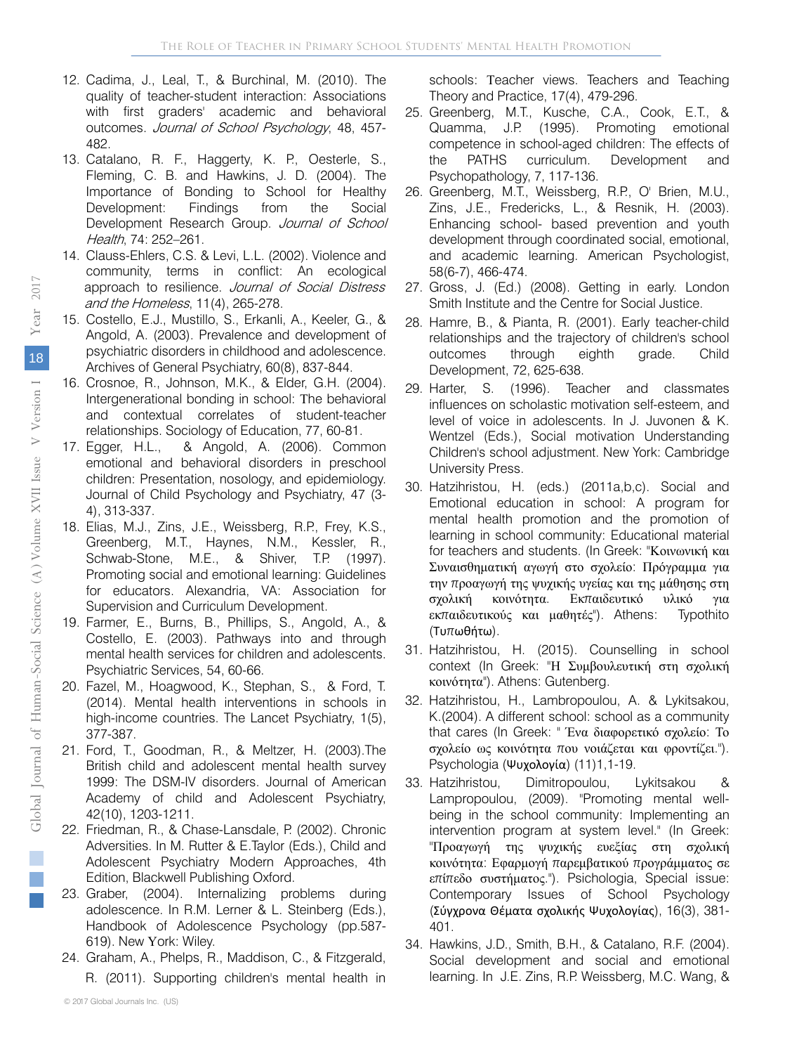12. Cadima, J., Leal, T., & Burchinal, M. (2010). The quality of teacher-student interaction: Associations with first graders' academic and behavioral outcomes. *Journal of School Psychology*, 48, 457-482.
13. Catalano, R. F., Haggerty, K. P., Oesterle, S., Fleming, C. B. and Hawkins, J. D. (2004). The Importance of Bonding to School for Healthy Development: Findings from the Social Development Research Group. *Journal of School Health*, 74: 252–261.
14. Clauss-Ehlers, C.S. & Levi, L.L. (2002). Violence and community, terms in conflict: An ecological approach to resilience. *Journal of Social Distress and the Homeless*, 11(4), 265-278.
15. Costello, E.J., Mustillo, S., Erkanli, A., Keeler, G., & Angold, A. (2003). Prevalence and development of psychiatric disorders in childhood and adolescence. Archives of General Psychiatry, 60(8), 837-844.
16. Crosnoe, R., Johnson, M.K., & Elder, G.H. (2004). Intergenerational bonding in school: The behavioral and contextual correlates of student-teacher relationships. Sociology of Education, 77, 60-81.
17. Egger, H.L., & Angold, A. (2006). Common emotional and behavioral disorders in preschool children: Presentation, nosology, and epidemiology. Journal of Child Psychology and Psychiatry, 47 (3-4), 313-337.
18. Elias, M.J., Zins, J.E., Weissberg, R.P., Frey, K.S., Greenberg, M.T., Haynes, N.M., Kessler, R., Schwab-Stone, M.E., & Shiver, T.P. (1997). Promoting social and emotional learning: Guidelines for educators. Alexandria, VA: Association for Supervision and Curriculum Development.
19. Farmer, E., Burns, B., Phillips, S., Angold, A., & Costello, E. (2003). Pathways into and through mental health services for children and adolescents. Psychiatric Services, 54, 60-66.
20. Fazel, M., Hoagwood, K., Stephan, S., & Ford, T. (2014). Mental health interventions in schools in high-income countries. The Lancet Psychiatry, 1(5), 377-387.
21. Ford, T., Goodman, R., & Meltzer, H. (2003).The British child and adolescent mental health survey 1999: The DSM-IV disorders. Journal of American Academy of child and Adolescent Psychiatry, 42(10), 1203-1211.
22. Friedman, R., & Chase-Lansdale, P. (2002). Chronic Adversities. In M. Rutter & E.Taylor (Eds.), Child and Adolescent Psychiatry Modern Approaches, 4th Edition, Blackwell Publishing Oxford.
23. Graber, (2004). Internalizing problems during adolescence. In R.M. Lerner & L. Steinberg (Eds.), Handbook of Adolescence Psychology (pp.587-619). New York: Wiley.
24. Graham, A., Phelps, R., Maddison, C., & Fitzgerald, R. (2011). Supporting children's mental health in schools: Teacher views. Teachers and Teaching Theory and Practice, 17(4), 479-296.
25. Greenberg, M.T., Kusche, C.A., Cook, E.T., & Quamma, J.P. (1995). Promoting emotional competence in school-aged children: The effects of the PATHS curriculum. Development and Psychopathology, 7, 117-136.
26. Greenberg, M.T., Weissberg, R.P., O' Brien, M.U., Zins, J.E., Fredericks, L., & Resnik, H. (2003). Enhancing school- based prevention and youth development through coordinated social, emotional, and academic learning. American Psychologist, 58(6-7), 466-474.
27. Gross, J. (Ed.) (2008). Getting in early. London Smith Institute and the Centre for Social Justice.
28. Hamre, B., & Pianta, R. (2001). Early teacher-child relationships and the trajectory of children's school outcomes through eighth grade. Child Development, 72, 625-638.
29. Harter, S. (1996). Teacher and classmates influences on scholastic motivation self-esteem, and level of voice in adolescents. In J. Juvonen & K. Wentzel (Eds.), Social motivation Understanding Children's school adjustment. New York: Cambridge University Press.
30. Hatzihristou, H. (eds.) (2011a,b,c). Social and Emotional education in school: A program for mental health promotion and the promotion of learning in school community: Educational material for teachers and students. (In Greek: "Κοινωνική και Συναισθηματική αγωγή στο σχολείο: Πρόγραμμα για την προαγωγή της ψυχικής υγείας και της μάθησης στη σχολική κοινότητα. Εκπαιδευτικό υλικό για εκπαιδευτικούς και μαθητές"). Athens: Typothito (Τυπωθήτω).
31. Hatzihristou, H. (2015). Counselling in school context (In Greek: "Η Συμβουλευτική στη σχολική κοινότητα"). Athens: Gutenberg.
32. Hatzihristou, H., Lambropoulou, A. & Lykitsakou, K.(2004). A different school: school as a community that cares (In Greek: " Ένα διαφορετικό σχολείο: Το σχολείο ως κοινότητα που νοιάζεται και φροντίζει."). Psychologia (Ψυχολογία) (11)1,1-19.
33. Hatzihristou, Dimitropoulou, Lykitsakou & Lampropoulou, (2009). "Promoting mental well-being in the school community: Implementing an intervention program at system level." (In Greek: "Προαγωγή της ψυχικής ευεξίας στη σχολική κοινότητα: Εφαρμογή παρεμβατικού προγράμματος σε επίπεδο συστήματος."). Psichologia, Special issue: Contemporary Issues of School Psychology (Σύγχρονα Θέματα σχολικής Ψυχολογίας), 16(3), 381-401.
34. Hawkins, J.D., Smith, B.H., & Catalano, R.F. (2004). Social development and social and emotional learning. In J.E. Zins, R.P. Weissberg, M.C. Wang, &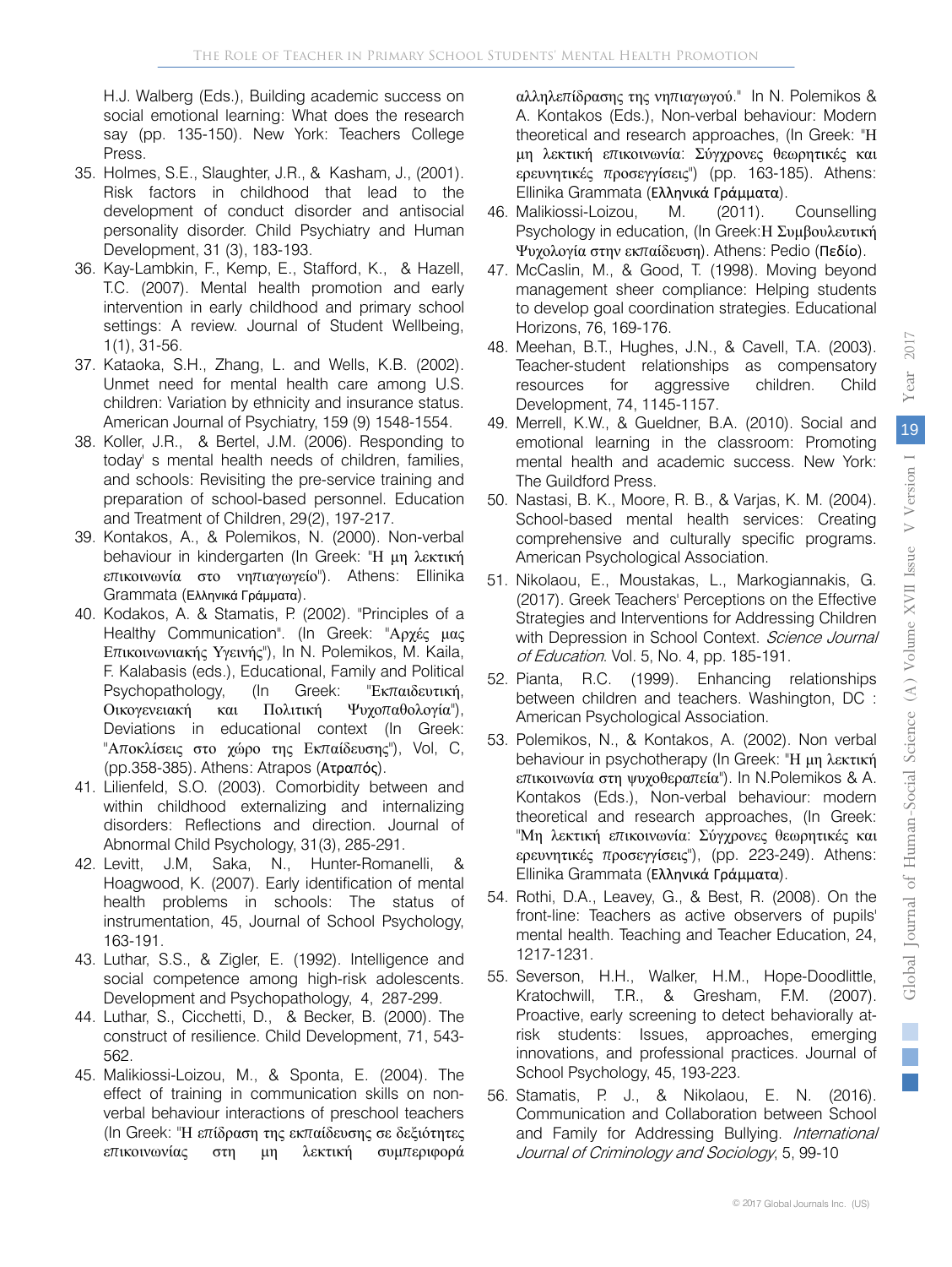H.J. Walberg (Eds.), Building academic success on social emotional learning: What does the research say (pp. 135-150). New York: Teachers College Press.

35. Holmes, S.E., Slaughter, J.R., & Kasham, J., (2001). Risk factors in childhood that lead to the development of conduct disorder and antisocial personality disorder. Child Psychiatry and Human Development, 31 (3), 183-193.
36. Kay-Lambkin, F., Kemp, E., Stafford, K., & Hazell, T.C. (2007). Mental health promotion and early intervention in early childhood and primary school settings: A review. Journal of Student Wellbeing, 1(1), 31-56.
37. Kataoka, S.H., Zhang, L. and Wells, K.B. (2002). Unmet need for mental health care among U.S. children: Variation by ethnicity and insurance status. American Journal of Psychiatry, 159 (9) 1548-1554.
38. Koller, J.R., & Bertel, J.M. (2006). Responding to today' s mental health needs of children, families, and schools: Revisiting the pre-service training and preparation of school-based personnel. Education and Treatment of Children, 29(2), 197-217.
39. Kontakos, A., & Polemikos, N. (2000). Non-verbal behaviour in kindergarten (In Greek: "Η μη λεκτική επικοινωνία στο νηπιαγωγείο"). Athens: Ellinika Grammata (Ελληνικά Γράμματα).
40. Kodakos, A. & Stamatis, P. (2002). "Principles of a Healthy Communication". (In Greek: "Αρχές μας Επικοινωνιακής Υγειινής"), In N. Polemikos, M. Kaila, F. Kalabasis (eds.), Educational, Family and Political Psychopathology, (In Greek: "Εκπαιδευτική, Οικογενειακή και Πολιτική Ψυχοπαθολογία"), Deviations in educational context (In Greek: "Αποκλίσεις στο χώρο της Εκπαίδευσης"), Vol, C, (pp.358-385). Athens: Atrapos (Ατραπός).
41. Lilienfeld, S.O. (2003). Comorbidity between and within childhood externalizing and internalizing disorders: Reflections and direction. Journal of Abnormal Child Psychology, 31(3), 285-291.
42. Levitt, J.M, Saka, N., Hunter-Romanelli, & Hoagwood, K. (2007). Early identification of mental health problems in schools: The status of instrumentation, 45, Journal of School Psychology, 163-191.
43. Luthar, S.S., & Zigler, E. (1992). Intelligence and social competence among high-risk adolescents. Development and Psychopathology, 4, 287-299.
44. Luthar, S., Cicchetti, D., & Becker, B. (2000). The construct of resilience. Child Development, 71, 543-562.
45. Malikiossi-Loizou, M., & Sponta, E. (2004). The effect of training in communication skills on non-verbal behaviour interactions of preschool teachers (In Greek: "Η επίδραση της εκπαίδευσης σε δεξιότητες επικοινωνίας στη μη λεκτική συμπεριφορά αλληλεπίδρασης της νηπιαγωγού." In N. Polemikos & A. Kontakos (Eds.), Non-verbal behaviour: Modern theoretical and research approaches, (In Greek: "Η μη λεκτική επικοινωνία: Σύγχρονες θεωρητικές και ερευνητικές προσεγγίσεις") (pp. 163-185). Athens: Ellinika Grammata (Ελληνικά Γράμματα).
46. Malikiossi-Loizou, M. (2011). Counselling Psychology in education, (In Greek:Η Συμβουλευτική Ψυχολογία στην εκπαίδευση). Athens: Pedio (Πεδίο).
47. McCaslin, M., & Good, T. (1998). Moving beyond management sheer compliance: Helping students to develop goal coordination strategies. Educational Horizons, 76, 169-176.
48. Meehan, B.T., Hughes, J.N., & Cavell, T.A. (2003). Teacher-student relationships as compensatory resources for aggressive children. Child Development, 74, 1145-1157.
49. Merrell, K.W., & Gueldner, B.A. (2010). Social and emotional learning in the classroom: Promoting mental health and academic success. New York: The Guildford Press.
50. Nastasi, B. K., Moore, R. B., & Varjas, K. M. (2004). School-based mental health services: Creating comprehensive and culturally specific programs. American Psychological Association.
51. Nikolaou, E., Moustakas, L., Markogiannakis, G. (2017). Greek Teachers' Perceptions on the Effective Strategies and Interventions for Addressing Children with Depression in School Context. *Science Journal of Education*. Vol. 5, No. 4, pp. 185-191.
52. Pianta, R.C. (1999). Enhancing relationships between children and teachers. Washington, DC : American Psychological Association.
53. Polemikos, N., & Kontakos, A. (2002). Non verbal behaviour in psychotherapy (In Greek: "Η μη λεκτική επικοινωνία στη ψυχοθεραπεία"). In N.Polemikos & A. Kontakos (Eds.), Non-verbal behaviour: modern theoretical and research approaches, (In Greek: "Μη λεκτική επικοινωνία: Σύγχρονες θεωρητικές και ερευνητικές προσεγγίσεις"), (pp. 223-249). Athens: Ellinika Grammata (Ελληνικά Γράμματα).
54. Rothi, D.A., Leavey, G., & Best, R. (2008). On the front-line: Teachers as active observers of pupils' mental health. Teaching and Teacher Education, 24, 1217-1231.
55. Severson, H.H., Walker, H.M., Hope-Doodlittle, Kratochwill, T.R., & Gresham, F.M. (2007). Proactive, early screening to detect behaviorally at-risk students: Issues, approaches, emerging innovations, and professional practices. Journal of School Psychology, 45, 193-223.
56. Stamatis, P. J., & Nikolaou, E. N. (2016). Communication and Collaboration between School and Family for Addressing Bullying. *International Journal of Criminology and Sociology*, 5, 99-10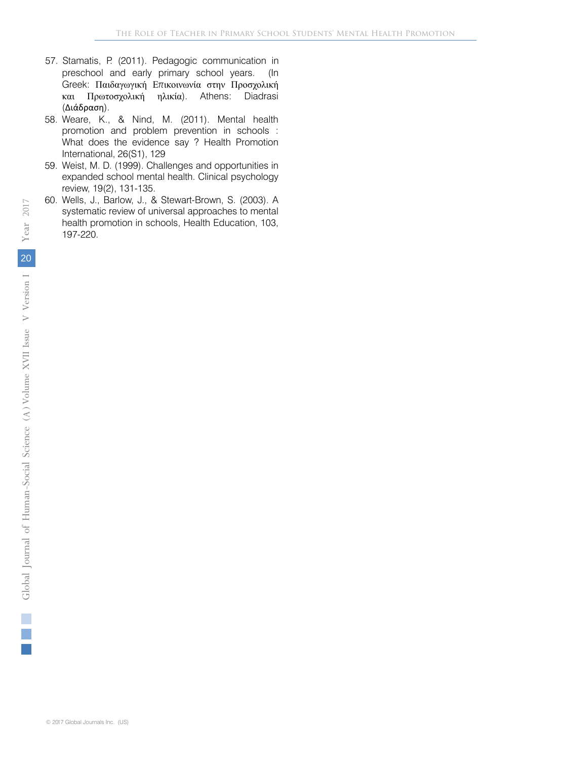57. Stamatis, P. (2011). Pedagogic communication in preschool and early primary school years. (In Greek: Παιδαγωγική Επικοινωνία στην Προσχολική και Πρωτοσχολική ηλικία). Athens: Diadrasi (Διάδραση).
58. Weare, K., & Nind, M. (2011). Mental health promotion and problem prevention in schools : What does the evidence say ? Health Promotion International, 26(S1), 129
59. Weist, M. D. (1999). Challenges and opportunities in expanded school mental health. Clinical psychology review, 19(2), 131-135.
60. Wells, J., Barlow, J., & Stewart-Brown, S. (2003). A systematic review of universal approaches to mental health promotion in schools, Health Education, 103, 197-220.